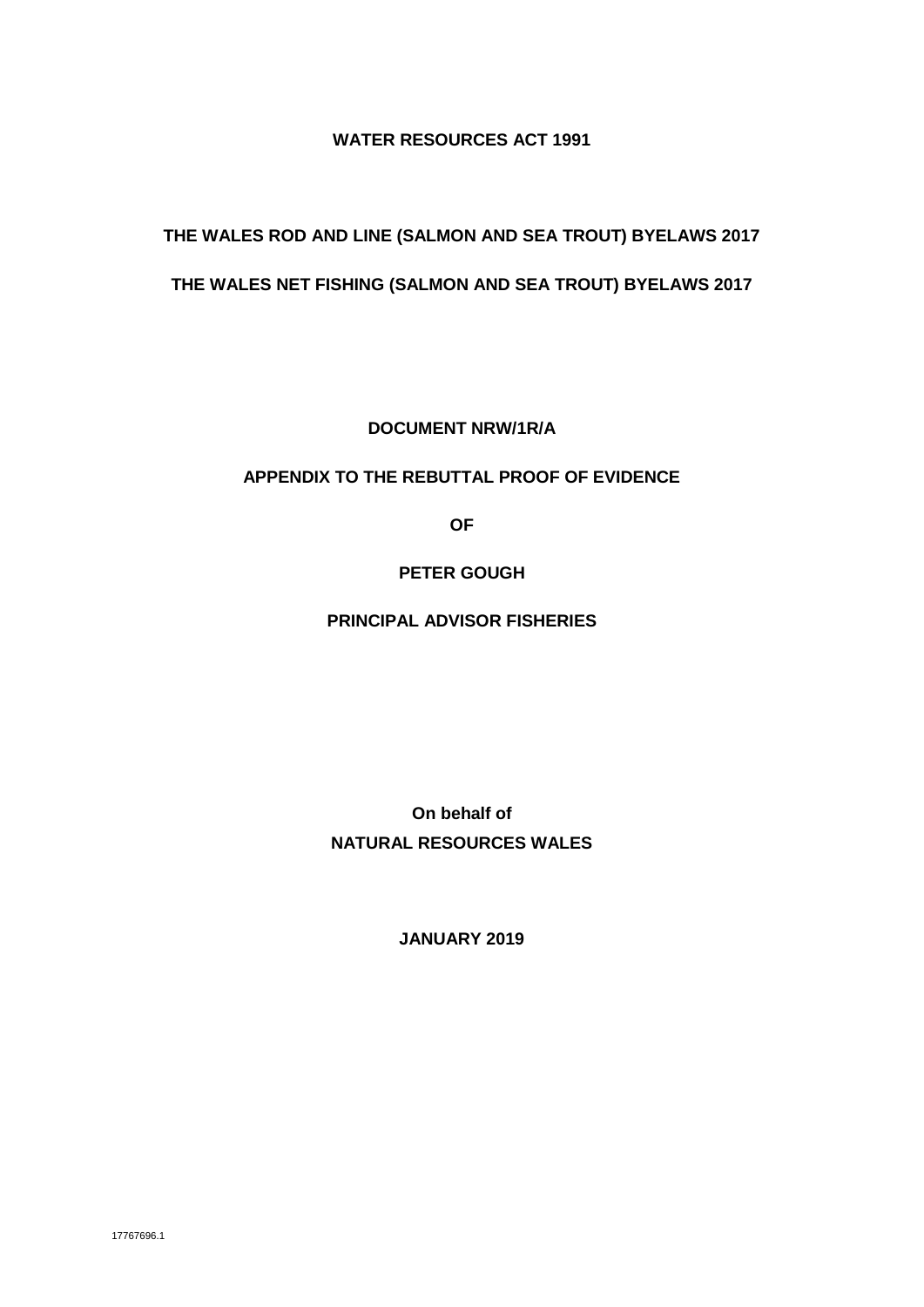**WATER RESOURCES ACT 1991**

**THE WALES ROD AND LINE (SALMON AND SEA TROUT) BYELAWS 2017**

**THE WALES NET FISHING (SALMON AND SEA TROUT) BYELAWS 2017**

**DOCUMENT NRW/1R/A**

**APPENDIX TO THE REBUTTAL PROOF OF EVIDENCE**

**OF**

**PETER GOUGH**

**PRINCIPAL ADVISOR FISHERIES**

**On behalf of**
**NATURAL RESOURCES WALES**

**JANUARY 2019**

17767696.1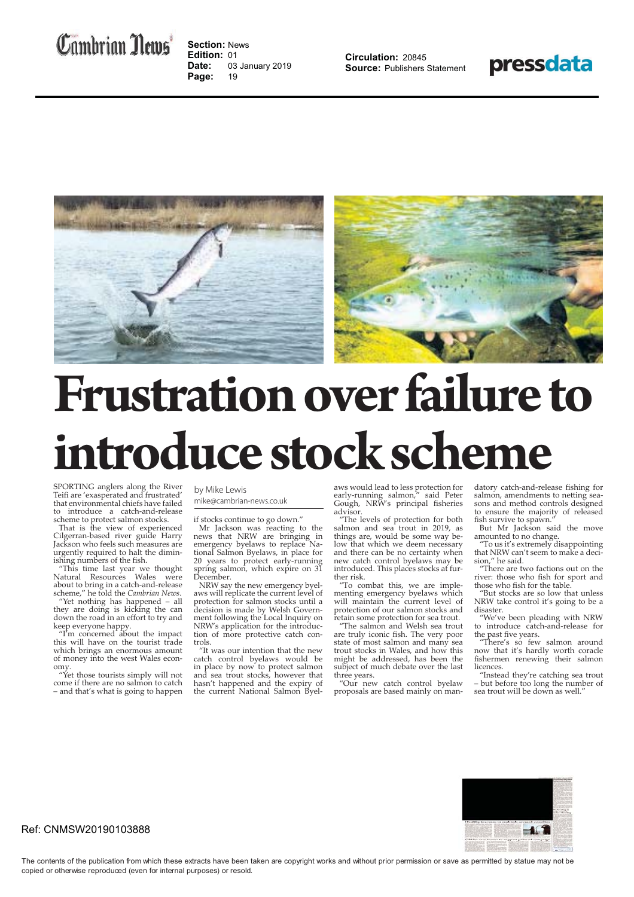# Frustration over failure to introduce stock scheme

by Mike Lewis
mike@cambrian-news.co.uk

SPORTING anglers along the River Teifi are 'exasperated and frustrated' that environmental chiefs have failed to introduce a catch-and-release scheme to protect salmon stocks.

That is the view of experienced Cilgerran-based river guide Harry Jackson who feels such measures are urgently required to halt the diminishing numbers of the fish.

"This time last year we thought Natural Resources Wales were about to bring in a catch-and-release scheme," he told the *Cambrian News*.

"Yet nothing has happened – all they are doing is kicking the can down the road in an effort to try and keep everyone happy.

"I'm concerned about the impact this will have on the tourist trade which brings an enormous amount of money into the west Wales economy.

"Yet those tourists simply will not come if there are no salmon to catch – and that's what is going to happen if stocks continue to go down."

Mr Jackson was reacting to the news that NRW are bringing in emergency byelaws to replace National Salmon Byelaws, in place for 20 years to protect early-running spring salmon, which expire on 31 December.

NRW say the new emergency byelaws will replicate the current level of protection for salmon stocks until a decision is made by Welsh Government following the Local Inquiry on NRW's application for the introduction of more protective catch controls.

"It was our intention that the new catch control byelaws would be in place by now to protect salmon and sea trout stocks, however that hasn't happened and the expiry of the current National Salmon Byelaws would lead to less protection for early-running salmon," said Peter Gough, NRW's principal fisheries advisor.

"The levels of protection for both salmon and sea trout in 2019, as things are, would be some way below that which we deem necessary and there can be no certainty when new catch control byelaws may be introduced. This places stocks at further risk.

"To combat this, we are implementing emergency byelaws which will maintain the current level of protection of our salmon stocks and retain some protection for sea trout.

"The salmon and Welsh sea trout are truly iconic fish. The very poor state of most salmon and many sea trout stocks in Wales, and how this might be addressed, has been the subject of much debate over the last three years.

"Our new catch control byelaw proposals are based mainly on mandatory catch-and-release fishing for salmon, amendments to netting seasons and method controls designed to ensure the majority of released fish survive to spawn."

But Mr Jackson said the move amounted to no change.

"To us it's extremely disappointing that NRW can't seem to make a decision," he said.

"There are two factions out on the river: those who fish for sport and those who fish for the table.

"But stocks are so low that unless NRW take control it's going to be a disaster.

"We've been pleading with NRW to introduce catch-and-release for the past five years.

"There's so few salmon around now that it's hardly worth coracle fishermen renewing their salmon licences.

"Instead they're catching sea trout – but before too long the number of sea trout will be down as well."